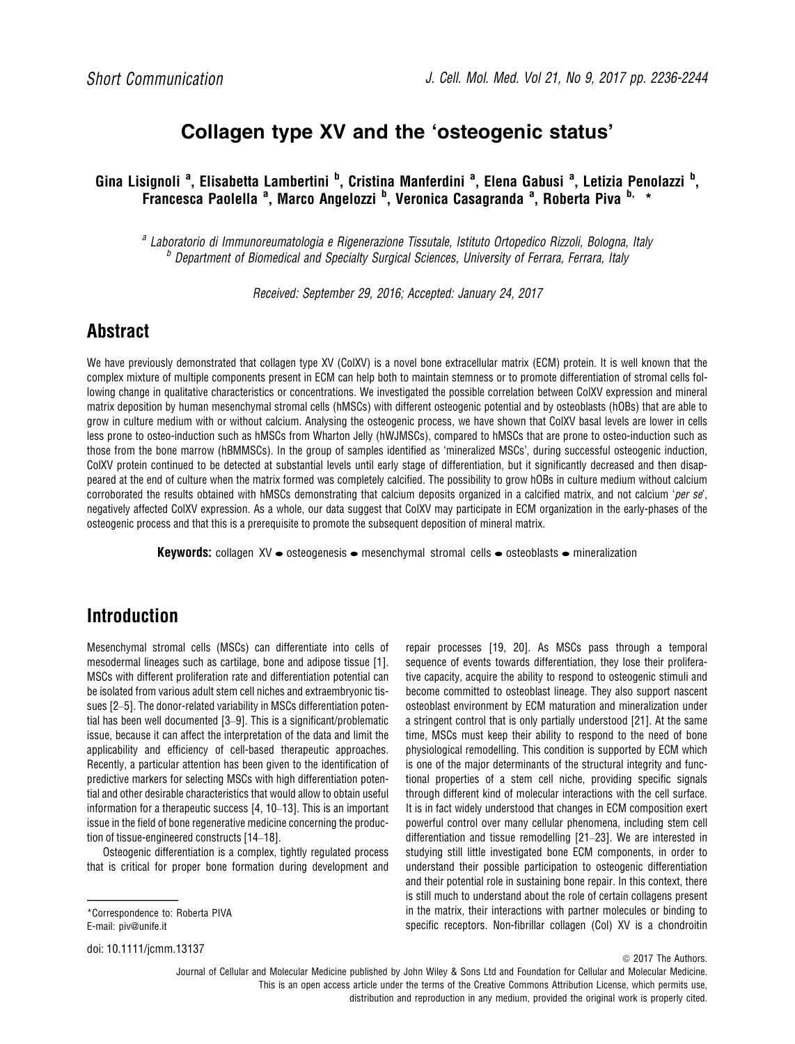Short Communication

# Collagen type XV and the 'osteogenic status'

**Gina Lisignoli [a], Elisabetta Lambertini [b], Cristina Manferdini [a], Elena Gabusi [a], Letizia Penolazzi [b], Francesca Paolella [a], Marco Angelozzi [b], Veronica Casagranda [a], Roberta Piva [b], ***

[a] Laboratorio di Immunoreumatologia e Rigenerazione Tissutale, Istituto Ortopedico Rizzoli, Bologna, Italy
[b] Department of Biomedical and Specialty Surgical Sciences, University of Ferrara, Ferrara, Italy

*Received: September 29, 2016; Accepted: January 24, 2017*

## Abstract

We have previously demonstrated that collagen type XV (ColXV) is a novel bone extracellular matrix (ECM) protein. It is well known that the complex mixture of multiple components present in ECM can help both to maintain stemness or to promote differentiation of stromal cells following change in qualitative characteristics or concentrations. We investigated the possible correlation between ColXV expression and mineral matrix deposition by human mesenchymal stromal cells (hMSCs) with different osteogenic potential and by osteoblasts (hOBs) that are able to grow in culture medium with or without calcium. Analysing the osteogenic process, we have shown that ColXV basal levels are lower in cells less prone to osteo-induction such as hMSCs from Wharton Jelly (hWJMSCs), compared to hMSCs that are prone to osteo-induction such as those from the bone marrow (hBMMSCs). In the group of samples identified as 'mineralized MSCs', during successful osteogenic induction, ColXV protein continued to be detected at substantial levels until early stage of differentiation, but it significantly decreased and then disappeared at the end of culture when the matrix formed was completely calcified. The possibility to grow hOBs in culture medium without calcium corroborated the results obtained with hMSCs demonstrating that calcium deposits organized in a calcified matrix, and not calcium '*per se*', negatively affected ColXV expression. As a whole, our data suggest that ColXV may participate in ECM organization in the early-phases of the osteogenic process and that this is a prerequisite to promote the subsequent deposition of mineral matrix.

**Keywords:** collagen XV • osteogenesis • mesenchymal stromal cells • osteoblasts • mineralization

## Introduction

Mesenchymal stromal cells (MSCs) can differentiate into cells of mesodermal lineages such as cartilage, bone and adipose tissue [1]. MSCs with different proliferation rate and differentiation potential can be isolated from various adult stem cell niches and extraembryonic tissues [2–5]. The donor-related variability in MSCs differentiation potential has been well documented [3–9]. This is a significant/problematic issue, because it can affect the interpretation of the data and limit the applicability and efficiency of cell-based therapeutic approaches. Recently, a particular attention has been given to the identification of predictive markers for selecting MSCs with high differentiation potential and other desirable characteristics that would allow to obtain useful information for a therapeutic success [4, 10–13]. This is an important issue in the field of bone regenerative medicine concerning the production of tissue-engineered constructs [14–18].

Osteogenic differentiation is a complex, tightly regulated process that is critical for proper bone formation during development and repair processes [19, 20]. As MSCs pass through a temporal sequence of events towards differentiation, they lose their proliferative capacity, acquire the ability to respond to osteogenic stimuli and become committed to osteoblast lineage. They also support nascent osteoblast environment by ECM maturation and mineralization under a stringent control that is only partially understood [21]. At the same time, MSCs must keep their ability to respond to the need of bone physiological remodelling. This condition is supported by ECM which is one of the major determinants of the structural integrity and functional properties of a stem cell niche, providing specific signals through different kind of molecular interactions with the cell surface. It is in fact widely understood that changes in ECM composition exert powerful control over many cellular phenomena, including stem cell differentiation and tissue remodelling [21–23]. We are interested in studying still little investigated bone ECM components, in order to understand their possible participation to osteogenic differentiation and their potential role in sustaining bone repair. In this context, there is still much to understand about the role of certain collagens present in the matrix, their interactions with partner molecules or binding to specific receptors. Non-fibrillar collagen (Col) XV is a chondroitin

*Correspondence to: Roberta PIVA
E-mail: piv@unife.it

doi: 10.1111/jcmm.13137

© 2017 The Authors.
Journal of Cellular and Molecular Medicine published by John Wiley & Sons Ltd and Foundation for Cellular and Molecular Medicine.
This is an open access article under the terms of the Creative Commons Attribution License, which permits use, distribution and reproduction in any medium, provided the original work is properly cited.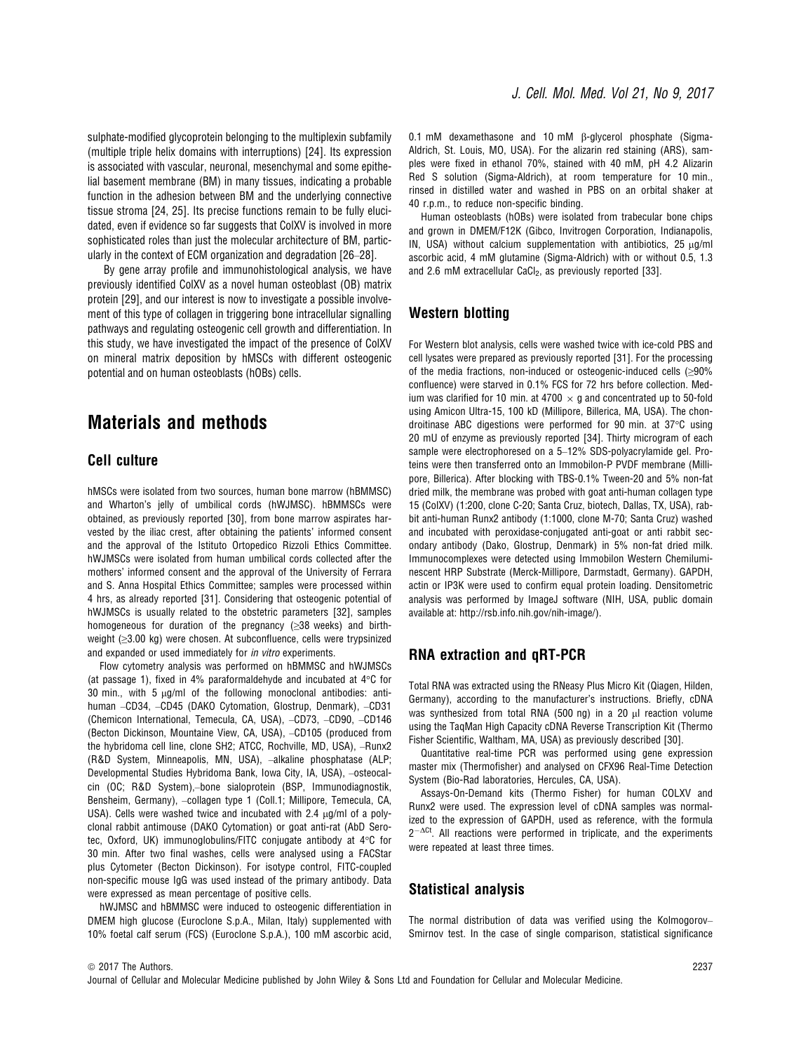sulphate-modified glycoprotein belonging to the multiplexin subfamily (multiple triple helix domains with interruptions) [24]. Its expression is associated with vascular, neuronal, mesenchymal and some epithelial basement membrane (BM) in many tissues, indicating a probable function in the adhesion between BM and the underlying connective tissue stroma [24, 25]. Its precise functions remain to be fully elucidated, even if evidence so far suggests that ColXV is involved in more sophisticated roles than just the molecular architecture of BM, particularly in the context of ECM organization and degradation [26–28].

By gene array profile and immunohistological analysis, we have previously identified ColXV as a novel human osteoblast (OB) matrix protein [29], and our interest is now to investigate a possible involvement of this type of collagen in triggering bone intracellular signalling pathways and regulating osteogenic cell growth and differentiation. In this study, we have investigated the impact of the presence of ColXV on mineral matrix deposition by hMSCs with different osteogenic potential and on human osteoblasts (hOBs) cells.

# Materials and methods

## Cell culture

hMSCs were isolated from two sources, human bone marrow (hBMMSC) and Wharton's jelly of umbilical cords (hWJMSC). hBMMSCs were obtained, as previously reported [30], from bone marrow aspirates harvested by the iliac crest, after obtaining the patients' informed consent and the approval of the Istituto Ortopedico Rizzoli Ethics Committee. hWJMSCs were isolated from human umbilical cords collected after the mothers' informed consent and the approval of the University of Ferrara and S. Anna Hospital Ethics Committee; samples were processed within 4 hrs, as already reported [31]. Considering that osteogenic potential of hWJMSCs is usually related to the obstetric parameters [32], samples homogeneous for duration of the pregnancy (≥38 weeks) and birthweight (≥3.00 kg) were chosen. At subconfluence, cells were trypsinized and expanded or used immediately for *in vitro* experiments.

Flow cytometry analysis was performed on hBMMSC and hWJMSCs (at passage 1), fixed in 4% paraformaldehyde and incubated at 4°C for 30 min., with 5 μg/ml of the following monoclonal antibodies: anti-human –CD34, –CD45 (DAKO Cytomation, Glostrup, Denmark), –CD31 (Chemicon International, Temecula, CA, USA), –CD73, –CD90, –CD146 (Becton Dickinson, Mountaine View, CA, USA), –CD105 (produced from the hybridoma cell line, clone SH2; ATCC, Rochville, MD, USA), –Runx2 (R&D System, Minneapolis, MN, USA), –alkaline phosphatase (ALP; Developmental Studies Hybridoma Bank, Iowa City, IA, USA), –osteocalcin (OC; R&D System),–bone sialoprotein (BSP, Immunodiagnostik, Bensheim, Germany), –collagen type 1 (Coll.1; Millipore, Temecula, CA, USA). Cells were washed twice and incubated with 2.4 μg/ml of a polyclonal rabbit antimouse (DAKO Cytomation) or goat anti-rat (AbD Serotec, Oxford, UK) immunoglobulins/FITC conjugate antibody at 4°C for 30 min. After two final washes, cells were analysed using a FACStar plus Cytometer (Becton Dickinson). For isotype control, FITC-coupled non-specific mouse IgG was used instead of the primary antibody. Data were expressed as mean percentage of positive cells.

hWJMSC and hBMMSC were induced to osteogenic differentiation in DMEM high glucose (Euroclone S.p.A., Milan, Italy) supplemented with 10% foetal calf serum (FCS) (Euroclone S.p.A.), 100 mM ascorbic acid, 0.1 mM dexamethasone and 10 mM β-glycerol phosphate (Sigma-Aldrich, St. Louis, MO, USA). For the alizarin red staining (ARS), samples were fixed in ethanol 70%, stained with 40 mM, pH 4.2 Alizarin Red S solution (Sigma-Aldrich), at room temperature for 10 min., rinsed in distilled water and washed in PBS on an orbital shaker at 40 r.p.m., to reduce non-specific binding.

Human osteoblasts (hOBs) were isolated from trabecular bone chips and grown in DMEM/F12K (Gibco, Invitrogen Corporation, Indianapolis, IN, USA) without calcium supplementation with antibiotics, 25 μg/ml ascorbic acid, 4 mM glutamine (Sigma-Aldrich) with or without 0.5, 1.3 and 2.6 mM extracellular $CaCl_2$, as previously reported [33].

## Western blotting

For Western blot analysis, cells were washed twice with ice-cold PBS and cell lysates were prepared as previously reported [31]. For the processing of the media fractions, non-induced or osteogenic-induced cells (≥90% confluence) were starved in 0.1% FCS for 72 hrs before collection. Medium was clarified for 10 min. at 4700 × g and concentrated up to 50-fold using Amicon Ultra-15, 100 kD (Millipore, Billerica, MA, USA). The chondroitinase ABC digestions were performed for 90 min. at 37°C using 20 mU of enzyme as previously reported [34]. Thirty microgram of each sample were electrophoresed on a 5–12% SDS-polyacrylamide gel. Proteins were then transferred onto an Immobilon-P PVDF membrane (Millipore, Billerica). After blocking with TBS-0.1% Tween-20 and 5% non-fat dried milk, the membrane was probed with goat anti-human collagen type 15 (ColXV) (1:200, clone C-20; Santa Cruz, biotech, Dallas, TX, USA), rabbit anti-human Runx2 antibody (1:1000, clone M-70; Santa Cruz) washed and incubated with peroxidase-conjugated anti-goat or anti rabbit secondary antibody (Dako, Glostrup, Denmark) in 5% non-fat dried milk. Immunocomplexes were detected using Immobilon Western Chemiluminescent HRP Substrate (Merck-Millipore, Darmstadt, Germany). GAPDH, actin or IP3K were used to confirm equal protein loading. Densitometric analysis was performed by ImageJ software (NIH, USA, public domain available at: http://rsb.info.nih.gov/nih-image/).

## RNA extraction and qRT-PCR

Total RNA was extracted using the RNeasy Plus Micro Kit (Qiagen, Hilden, Germany), according to the manufacturer's instructions. Briefly, cDNA was synthesized from total RNA (500 ng) in a 20 μl reaction volume using the TaqMan High Capacity cDNA Reverse Transcription Kit (Thermo Fisher Scientific, Waltham, MA, USA) as previously described [30].

Quantitative real-time PCR was performed using gene expression master mix (Thermofisher) and analysed on CFX96 Real-Time Detection System (Bio-Rad laboratories, Hercules, CA, USA).

Assays-On-Demand kits (Thermo Fisher) for human COLXV and Runx2 were used. The expression level of cDNA samples was normalized to the expression of GAPDH, used as reference, with the formula $2^{-\Delta Ct}$. All reactions were performed in triplicate, and the experiments were repeated at least three times.

## Statistical analysis

The normal distribution of data was verified using the Kolmogorov–Smirnov test. In the case of single comparison, statistical significance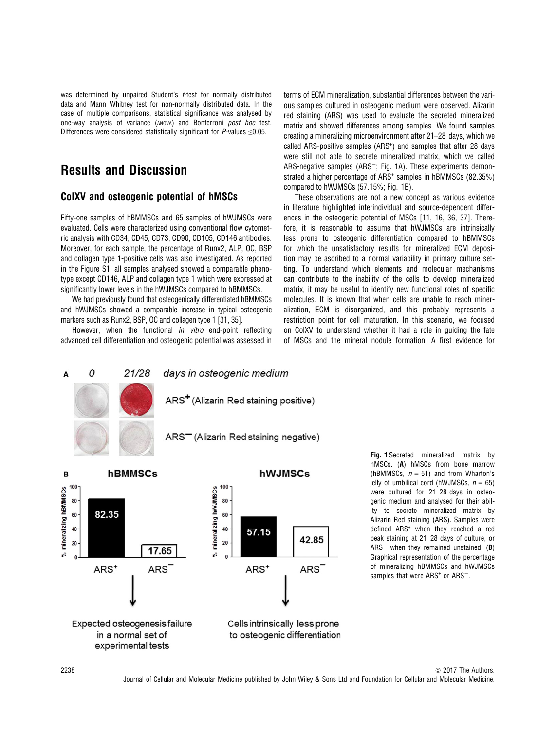was determined by unpaired Student's *t*-test for normally distributed data and Mann–Whitney test for non-normally distributed data. In the case of multiple comparisons, statistical significance was analysed by one-way analysis of variance (ANOVA) and Bonferroni *post hoc* test. Differences were considered statistically significant for *P*-values ≤0.05.

# Results and Discussion

## ColXV and osteogenic potential of hMSCs

Fifty-one samples of hBMMSCs and 65 samples of hWJMSCs were evaluated. Cells were characterized using conventional flow cytometric analysis with CD34, CD45, CD73, CD90, CD105, CD146 antibodies. Moreover, for each sample, the percentage of Runx2, ALP, OC, BSP and collagen type 1-positive cells was also investigated. As reported in the Figure S1, all samples analysed showed a comparable phenotype except CD146, ALP and collagen type 1 which were expressed at significantly lower levels in the hWJMSCs compared to hBMMSCs.

We had previously found that osteogenically differentiated hBMMSCs and hWJMSCs showed a comparable increase in typical osteogenic markers such as Runx2, BSP, OC and collagen type 1 [31, 35].

However, when the functional *in vitro* end-point reflecting advanced cell differentiation and osteogenic potential was assessed in terms of ECM mineralization, substantial differences between the various samples cultured in osteogenic medium were observed. Alizarin red staining (ARS) was used to evaluate the secreted mineralized matrix and showed differences among samples. We found samples creating a mineralizing microenvironment after 21–28 days, which we called ARS-positive samples (ARS$^+$) and samples that after 28 days were still not able to secrete mineralized matrix, which we called ARS-negative samples (ARS$^-$; Fig. 1A). These experiments demonstrated a higher percentage of ARS$^+$ samples in hBMMSCs (82.35%) compared to hWJMSCs (57.15%; Fig. 1B).

These observations are not a new concept as various evidence in literature highlighted interindividual and source-dependent differences in the osteogenic potential of MSCs [11, 16, 36, 37]. Therefore, it is reasonable to assume that hWJMSCs are intrinsically less prone to osteogenic differentiation compared to hBMMSCs for which the unsatisfactory results for mineralized ECM deposition may be ascribed to a normal variability in primary culture setting. To understand which elements and molecular mechanisms can contribute to the inability of the cells to develop mineralized matrix, it may be useful to identify new functional roles of specific molecules. It is known that when cells are unable to reach mineralization, ECM is disorganized, and this probably represents a restriction point for cell maturation. In this scenario, we focused on ColXV to understand whether it had a role in guiding the fate of MSCs and the mineral nodule formation. A first evidence for

**Fig. 1** Secreted mineralized matrix by hMSCs. (**A**) hMSCs from bone marrow (hBMMSCs, $n = 51$) and from Wharton's jelly of umbilical cord (hWJMSCs, $n = 65$) were cultured for 21–28 days in osteogenic medium and analysed for their ability to secrete mineralized matrix by Alizarin Red staining (ARS). Samples were defined ARS$^+$ when they reached a red peak staining at 21–28 days of culture, or ARS$^-$ when they remained unstained. (**B**) Graphical representation of the percentage of mineralizing hBMMSCs and hWJMSCs samples that were ARS$^+$ or ARS$^-$.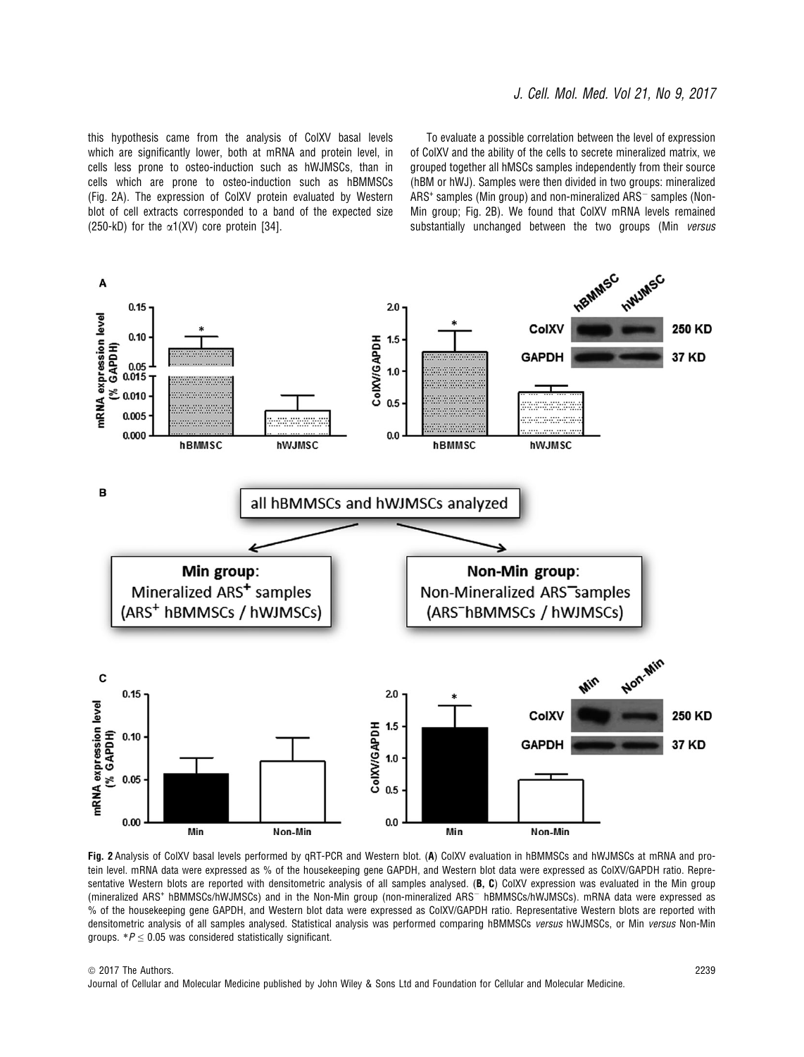this hypothesis came from the analysis of ColXV basal levels which are significantly lower, both at mRNA and protein level, in cells less prone to osteo-induction such as hWJMSCs, than in cells which are prone to osteo-induction such as hBMMSCs (Fig. 2A). The expression of ColXV protein evaluated by Western blot of cell extracts corresponded to a band of the expected size (250-kD) for the $\alpha 1$(XV) core protein [34].

To evaluate a possible correlation between the level of expression of ColXV and the ability of the cells to secrete mineralized matrix, we grouped together all hMSCs samples independently from their source (hBM or hWJ). Samples were then divided in two groups: mineralized $ARS^{+}$ samples (Min group) and non-mineralized $ARS^{-}$ samples (Non-Min group; Fig. 2B). We found that ColXV mRNA levels remained substantially unchanged between the two groups (Min *versus*

**Fig. 2** Analysis of ColXV basal levels performed by qRT-PCR and Western blot. (**A**) ColXV evaluation in hBMMSCs and hWJMSCs at mRNA and protein level. mRNA data were expressed as % of the housekeeping gene GAPDH, and Western blot data were expressed as ColXV/GAPDH ratio. Representative Western blots are reported with densitometric analysis of all samples analysed. (**B, C**) ColXV expression was evaluated in the Min group (mineralized $ARS^{+}$ hBMMSCs/hWJMSCs) and in the Non-Min group (non-mineralized $ARS^{-}$ hBMMSCs/hWJMSCs). mRNA data were expressed as % of the housekeeping gene GAPDH, and Western blot data were expressed as ColXV/GAPDH ratio. Representative Western blots are reported with densitometric analysis of all samples analysed. Statistical analysis was performed comparing hBMMSCs *versus* hWJMSCs, or Min *versus* Non-Min groups. $*P \leq 0.05$ was considered statistically significant.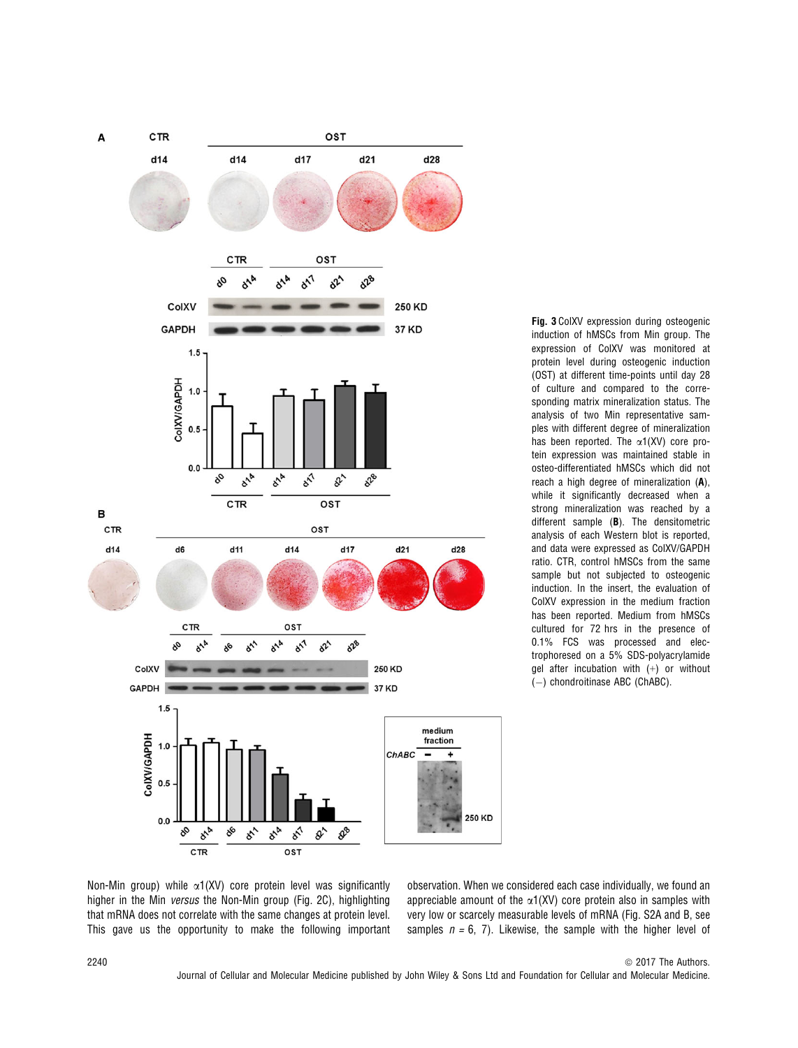**Fig. 3** ColXV expression during osteogenic induction of hMSCs from Min group. The expression of ColXV was monitored at protein level during osteogenic induction (OST) at different time-points until day 28 of culture and compared to the corresponding matrix mineralization status. The analysis of two Min representative samples with different degree of mineralization has been reported. The $\alpha$1(XV) core protein expression was maintained stable in osteo-differentiated hMSCs which did not reach a high degree of mineralization (**A**), while it significantly decreased when a strong mineralization was reached by a different sample (**B**). The densitometric analysis of each Western blot is reported, and data were expressed as ColXV/GAPDH ratio. CTR, control hMSCs from the same sample but not subjected to osteogenic induction. In the insert, the evaluation of ColXV expression in the medium fraction has been reported. Medium from hMSCs cultured for 72 hrs in the presence of 0.1% FCS was processed and electrophoresed on a 5% SDS-polyacrylamide gel after incubation with (+) or without (−) chondroitinase ABC (ChABC).

Non-Min group) while $\alpha$1(XV) core protein level was significantly higher in the Min *versus* the Non-Min group (Fig. 2C), highlighting that mRNA does not correlate with the same changes at protein level. This gave us the opportunity to make the following important observation. When we considered each case individually, we found an appreciable amount of the $\alpha$1(XV) core protein also in samples with very low or scarcely measurable levels of mRNA (Fig. S2A and B, see samples $n = 6, 7$). Likewise, the sample with the higher level of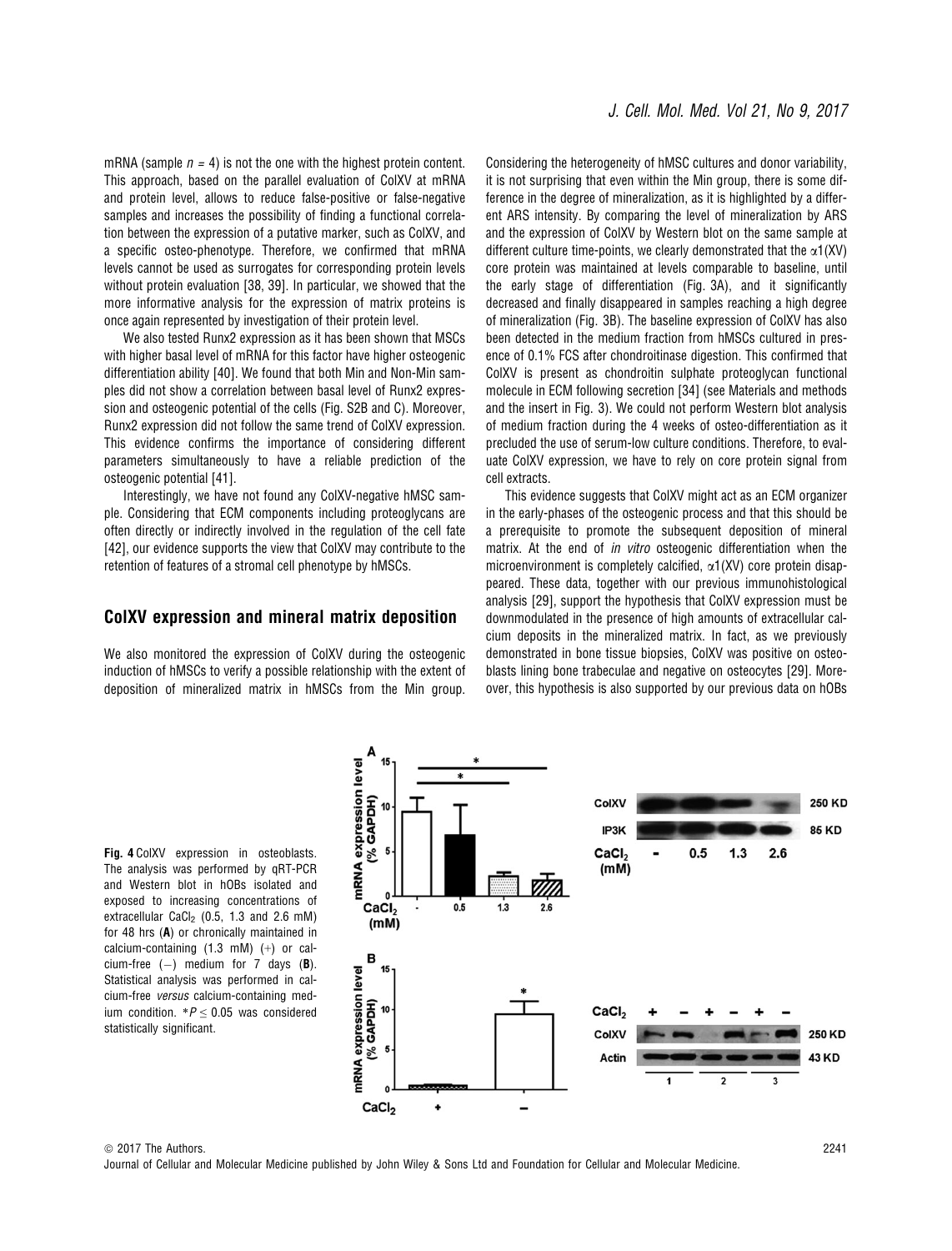mRNA (sample $n = 4$) is not the one with the highest protein content. This approach, based on the parallel evaluation of ColXV at mRNA and protein level, allows to reduce false-positive or false-negative samples and increases the possibility of finding a functional correlation between the expression of a putative marker, such as ColXV, and a specific osteo-phenotype. Therefore, we confirmed that mRNA levels cannot be used as surrogates for corresponding protein levels without protein evaluation [38, 39]. In particular, we showed that the more informative analysis for the expression of matrix proteins is once again represented by investigation of their protein level.

We also tested Runx2 expression as it has been shown that MSCs with higher basal level of mRNA for this factor have higher osteogenic differentiation ability [40]. We found that both Min and Non-Min samples did not show a correlation between basal level of Runx2 expression and osteogenic potential of the cells (Fig. S2B and C). Moreover, Runx2 expression did not follow the same trend of ColXV expression. This evidence confirms the importance of considering different parameters simultaneously to have a reliable prediction of the osteogenic potential [41].

Interestingly, we have not found any ColXV-negative hMSC sample. Considering that ECM components including proteoglycans are often directly or indirectly involved in the regulation of the cell fate [42], our evidence supports the view that ColXV may contribute to the retention of features of a stromal cell phenotype by hMSCs.

## ColXV expression and mineral matrix deposition

We also monitored the expression of ColXV during the osteogenic induction of hMSCs to verify a possible relationship with the extent of deposition of mineralized matrix in hMSCs from the Min group. Considering the heterogeneity of hMSC cultures and donor variability, it is not surprising that even within the Min group, there is some difference in the degree of mineralization, as it is highlighted by a different ARS intensity. By comparing the level of mineralization by ARS and the expression of ColXV by Western blot on the same sample at different culture time-points, we clearly demonstrated that the $\alpha1$(XV) core protein was maintained at levels comparable to baseline, until the early stage of differentiation (Fig. 3A), and it significantly decreased and finally disappeared in samples reaching a high degree of mineralization (Fig. 3B). The baseline expression of ColXV has also been detected in the medium fraction from hMSCs cultured in presence of 0.1% FCS after chondroitinase digestion. This confirmed that ColXV is present as chondroitin sulphate proteoglycan functional molecule in ECM following secretion [34] (see Materials and methods and the insert in Fig. 3). We could not perform Western blot analysis of medium fraction during the 4 weeks of osteo-differentiation as it precluded the use of serum-low culture conditions. Therefore, to evaluate ColXV expression, we have to rely on core protein signal from cell extracts.

This evidence suggests that ColXV might act as an ECM organizer in the early-phases of the osteogenic process and that this should be a prerequisite to promote the subsequent deposition of mineral matrix. At the end of *in vitro* osteogenic differentiation when the microenvironment is completely calcified, $\alpha1$(XV) core protein disappeared. These data, together with our previous immunohistological analysis [29], support the hypothesis that ColXV expression must be downmodulated in the presence of high amounts of extracellular calcium deposits in the mineralized matrix. In fact, as we previously demonstrated in bone tissue biopsies, ColXV was positive on osteoblasts lining bone trabeculae and negative on osteocytes [29]. Moreover, this hypothesis is also supported by our previous data on hOBs

**Fig. 4** ColXV expression in osteoblasts. The analysis was performed by qRT-PCR and Western blot in hOBs isolated and exposed to increasing concentrations of extracellular $CaCl_2$ (0.5, 1.3 and 2.6 mM) for 48 hrs (**A**) or chronically maintained in calcium-containing (1.3 mM) (+) or calcium-free (−) medium for 7 days (**B**). Statistical analysis was performed in calcium-free *versus* calcium-containing medium condition. $*P \leq 0.05$ was considered statistically significant.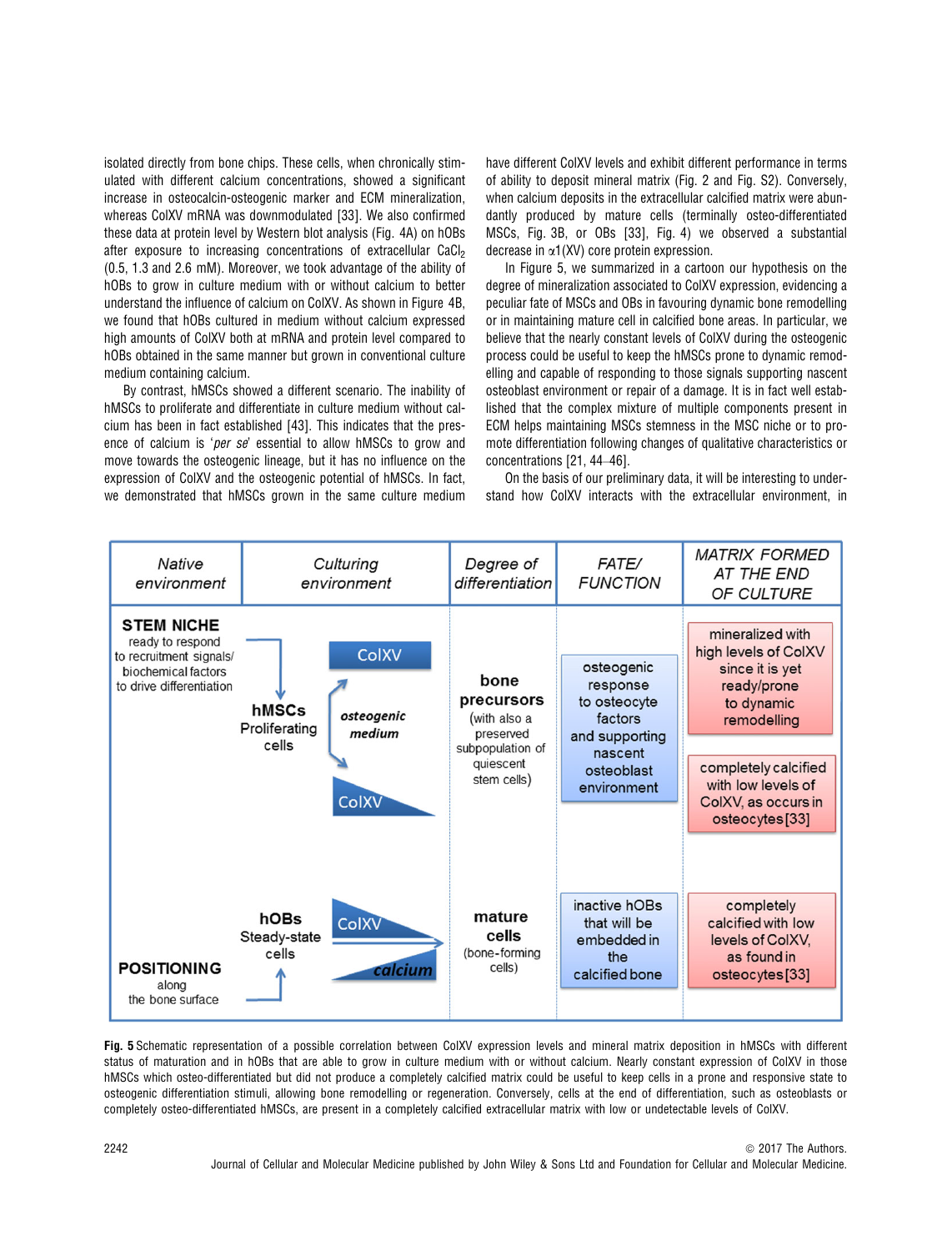isolated directly from bone chips. These cells, when chronically stimulated with different calcium concentrations, showed a significant increase in osteocalcin-osteogenic marker and ECM mineralization, whereas ColXV mRNA was downmodulated [33]. We also confirmed these data at protein level by Western blot analysis (Fig. 4A) on hOBs after exposure to increasing concentrations of extracellular $CaCl_2$ (0.5, 1.3 and 2.6 mM). Moreover, we took advantage of the ability of hOBs to grow in culture medium with or without calcium to better understand the influence of calcium on ColXV. As shown in Figure 4B, we found that hOBs cultured in medium without calcium expressed high amounts of ColXV both at mRNA and protein level compared to hOBs obtained in the same manner but grown in conventional culture medium containing calcium.

By contrast, hMSCs showed a different scenario. The inability of hMSCs to proliferate and differentiate in culture medium without calcium has been in fact established [43]. This indicates that the presence of calcium is '*per se*' essential to allow hMSCs to grow and move towards the osteogenic lineage, but it has no influence on the expression of ColXV and the osteogenic potential of hMSCs. In fact, we demonstrated that hMSCs grown in the same culture medium have different ColXV levels and exhibit different performance in terms of ability to deposit mineral matrix (Fig. 2 and Fig. S2). Conversely, when calcium deposits in the extracellular calcified matrix were abundantly produced by mature cells (terminally osteo-differentiated MSCs, Fig. 3B, or OBs [33], Fig. 4) we observed a substantial decrease in $\alpha$1(XV) core protein expression.

In Figure 5, we summarized in a cartoon our hypothesis on the degree of mineralization associated to ColXV expression, evidencing a peculiar fate of MSCs and OBs in favouring dynamic bone remodelling or in maintaining mature cell in calcified bone areas. In particular, we believe that the nearly constant levels of ColXV during the osteogenic process could be useful to keep the hMSCs prone to dynamic remodelling and capable of responding to those signals supporting nascent osteoblast environment or repair of a damage. It is in fact well established that the complex mixture of multiple components present in ECM helps maintaining MSCs stemness in the MSC niche or to promote differentiation following changes of qualitative characteristics or concentrations [21, 44–46].

On the basis of our preliminary data, it will be interesting to understand how ColXV interacts with the extracellular environment, in

| Native environment | Culturing environment | Degree of differentiation | FATE/ FUNCTION | MATRIX FORMED AT THE END OF CULTURE |
|---|---|---|---|---|
| **STEM NICHE** ready to respond to recruitment signals/ biochemical factors to drive differentiation | **hMSCs** Proliferating cells; ColXV (constant) / ColXV (decreasing); *osteogenic medium* | **bone precursors** (with also a preserved subpopulation of quiescent stem cells) | osteogenic response to osteocyte factors and supporting nascent osteoblast environment | mineralized with high levels of ColXV since it is yet ready/prone to dynamic remodelling; completely calcified with low levels of ColXV, as occurs in osteocytes [33] |
| **POSITIONING** along the bone surface | **hOBs** Steady-state cells; ColXV / *calcium* | **mature cells** (bone-forming cells) | inactive hOBs that will be embedded in the calcified bone | completely calcified with low levels of ColXV, as found in osteocytes [33] |

**Fig. 5** Schematic representation of a possible correlation between ColXV expression levels and mineral matrix deposition in hMSCs with different status of maturation and in hOBs that are able to grow in culture medium with or without calcium. Nearly constant expression of ColXV in those hMSCs which osteo-differentiated but did not produce a completely calcified matrix could be useful to keep cells in a prone and responsive state to osteogenic differentiation stimuli, allowing bone remodelling or regeneration. Conversely, cells at the end of differentiation, such as osteoblasts or completely osteo-differentiated hMSCs, are present in a completely calcified extracellular matrix with low or undetectable levels of ColXV.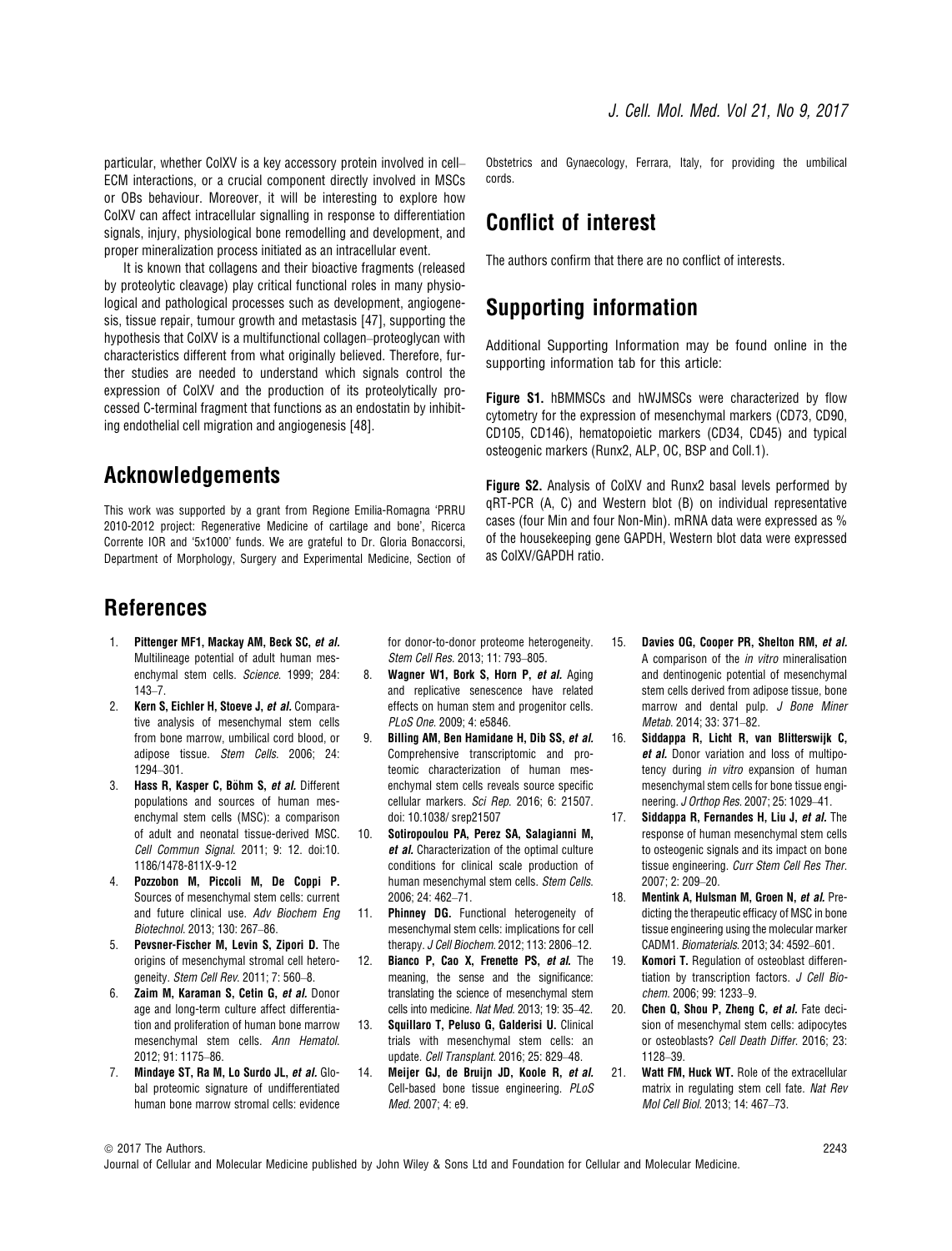particular, whether ColXV is a key accessory protein involved in cell–ECM interactions, or a crucial component directly involved in MSCs or OBs behaviour. Moreover, it will be interesting to explore how ColXV can affect intracellular signalling in response to differentiation signals, injury, physiological bone remodelling and development, and proper mineralization process initiated as an intracellular event.

It is known that collagens and their bioactive fragments (released by proteolytic cleavage) play critical functional roles in many physiological and pathological processes such as development, angiogenesis, tissue repair, tumour growth and metastasis [47], supporting the hypothesis that ColXV is a multifunctional collagen–proteoglycan with characteristics different from what originally believed. Therefore, further studies are needed to understand which signals control the expression of ColXV and the production of its proteolytically processed C-terminal fragment that functions as an endostatin by inhibiting endothelial cell migration and angiogenesis [48].

## Acknowledgements

This work was supported by a grant from Regione Emilia-Romagna 'PRRU 2010-2012 project: Regenerative Medicine of cartilage and bone', Ricerca Corrente IOR and '5x1000' funds. We are grateful to Dr. Gloria Bonaccorsi, Department of Morphology, Surgery and Experimental Medicine, Section of Obstetrics and Gynaecology, Ferrara, Italy, for providing the umbilical cords.

## Conflict of interest

The authors confirm that there are no conflict of interests.

## Supporting information

Additional Supporting Information may be found online in the supporting information tab for this article:

**Figure S1.** hBMMSCs and hWJMSCs were characterized by flow cytometry for the expression of mesenchymal markers (CD73, CD90, CD105, CD146), hematopoietic markers (CD34, CD45) and typical osteogenic markers (Runx2, ALP, OC, BSP and Coll.1).

**Figure S2.** Analysis of ColXV and Runx2 basal levels performed by qRT-PCR (A, C) and Western blot (B) on individual representative cases (four Min and four Non-Min). mRNA data were expressed as % of the housekeeping gene GAPDH, Western blot data were expressed as ColXV/GAPDH ratio.

## References

1. **Pittenger MF1, Mackay AM, Beck SC, *et al.*** Multilineage potential of adult human mesenchymal stem cells. *Science*. 1999; 284: 143–7.
2. **Kern S, Eichler H, Stoeve J, *et al.*** Comparative analysis of mesenchymal stem cells from bone marrow, umbilical cord blood, or adipose tissue. *Stem Cells*. 2006; 24: 1294–301.
3. **Hass R, Kasper C, Böhm S, *et al.*** Different populations and sources of human mesenchymal stem cells (MSC): a comparison of adult and neonatal tissue-derived MSC. *Cell Commun Signal*. 2011; 9: 12. doi:10.1186/1478-811X-9-12
4. **Pozzobon M, Piccoli M, De Coppi P.** Sources of mesenchymal stem cells: current and future clinical use. *Adv Biochem Eng Biotechnol*. 2013; 130: 267–86.
5. **Pevsner-Fischer M, Levin S, Zipori D.** The origins of mesenchymal stromal cell heterogeneity. *Stem Cell Rev*. 2011; 7: 560–8.
6. **Zaim M, Karaman S, Cetin G, *et al.*** Donor age and long-term culture affect differentiation and proliferation of human bone marrow mesenchymal stem cells. *Ann Hematol*. 2012; 91: 1175–86.
7. **Mindaye ST, Ra M, Lo Surdo JL, *et al.*** Global proteomic signature of undifferentiated human bone marrow stromal cells: evidence for donor-to-donor proteome heterogeneity. *Stem Cell Res*. 2013; 11: 793–805.
8. **Wagner W1, Bork S, Horn P, *et al.*** Aging and replicative senescence have related effects on human stem and progenitor cells. *PLoS One*. 2009; 4: e5846.
9. **Billing AM, Ben Hamidane H, Dib SS, *et al.*** Comprehensive transcriptomic and proteomic characterization of human mesenchymal stem cells reveals source specific cellular markers. *Sci Rep*. 2016; 6: 21507. doi: 10.1038/ srep21507
10. **Sotiropoulou PA, Perez SA, Salagianni M, *et al.*** Characterization of the optimal culture conditions for clinical scale production of human mesenchymal stem cells. *Stem Cells*. 2006; 24: 462–71.
11. **Phinney DG.** Functional heterogeneity of mesenchymal stem cells: implications for cell therapy. *J Cell Biochem*. 2012; 113: 2806–12.
12. **Bianco P, Cao X, Frenette PS, *et al.*** The meaning, the sense and the significance: translating the science of mesenchymal stem cells into medicine. *Nat Med*. 2013; 19: 35–42.
13. **Squillaro T, Peluso G, Galderisi U.** Clinical trials with mesenchymal stem cells: an update. *Cell Transplant*. 2016; 25: 829–48.
14. **Meijer GJ, de Bruijn JD, Koole R, *et al.*** Cell-based bone tissue engineering. *PLoS Med*. 2007; 4: e9.
15. **Davies OG, Cooper PR, Shelton RM, *et al.*** A comparison of the *in vitro* mineralisation and dentinogenic potential of mesenchymal stem cells derived from adipose tissue, bone marrow and dental pulp. *J Bone Miner Metab*. 2014; 33: 371–82.
16. **Siddappa R, Licht R, van Blitterswijk C, *et al.*** Donor variation and loss of multipotency during *in vitro* expansion of human mesenchymal stem cells for bone tissue engineering. *J Orthop Res*. 2007; 25: 1029–41.
17. **Siddappa R, Fernandes H, Liu J, *et al.*** The response of human mesenchymal stem cells to osteogenic signals and its impact on bone tissue engineering. *Curr Stem Cell Res Ther*. 2007; 2: 209–20.
18. **Mentink A, Hulsman M, Groen N, *et al.*** Predicting the therapeutic efficacy of MSC in bone tissue engineering using the molecular marker CADM1. *Biomaterials*. 2013; 34: 4592–601.
19. **Komori T.** Regulation of osteoblast differentiation by transcription factors. *J Cell Biochem*. 2006; 99: 1233–9.
20. **Chen Q, Shou P, Zheng C, *et al.*** Fate decision of mesenchymal stem cells: adipocytes or osteoblasts? *Cell Death Differ*. 2016; 23: 1128–39.
21. **Watt FM, Huck WT.** Role of the extracellular matrix in regulating stem cell fate. *Nat Rev Mol Cell Biol*. 2013; 14: 467–73.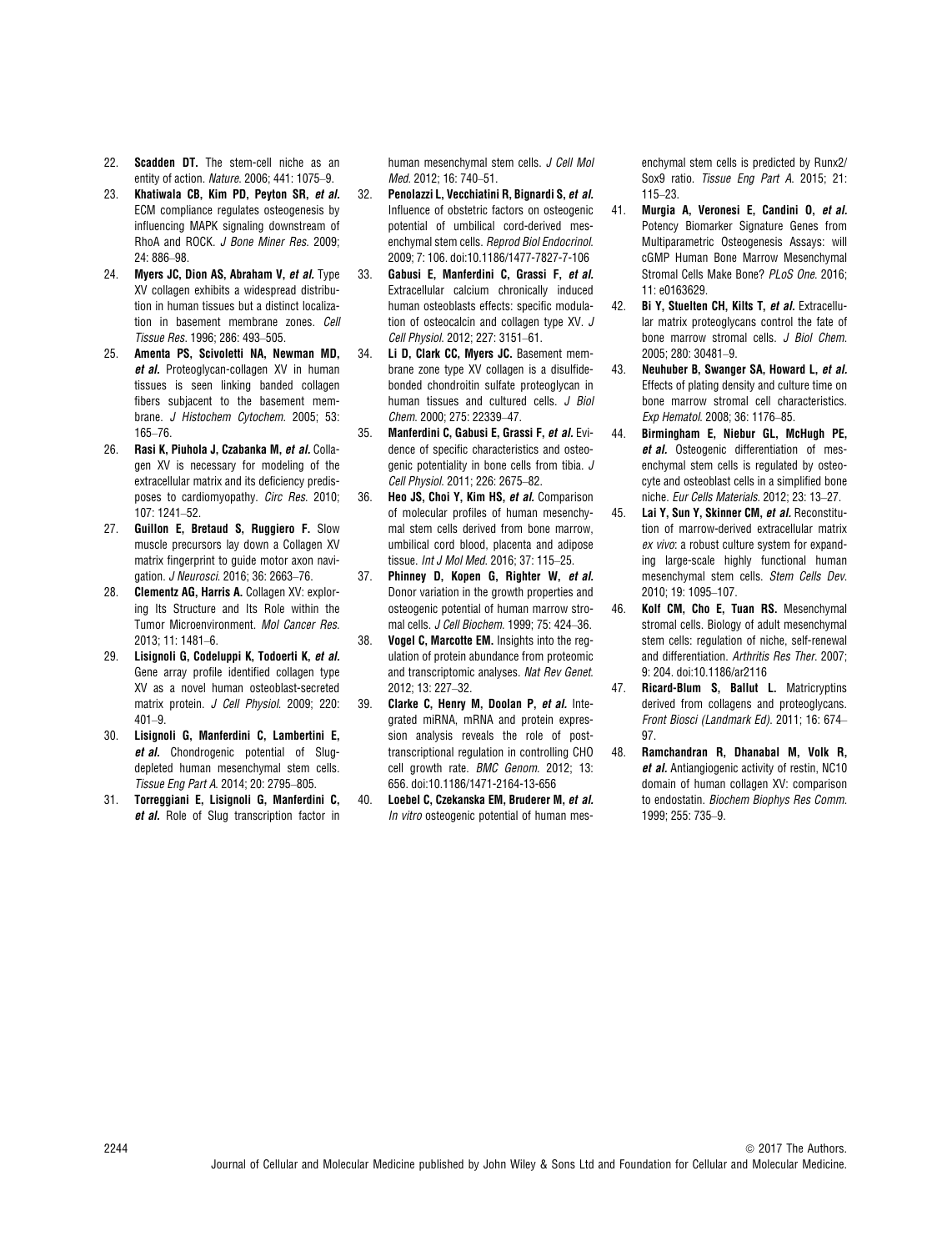22. **Scadden DT.** The stem-cell niche as an entity of action. *Nature.* 2006; 441: 1075–9.
23. **Khatiwala CB, Kim PD, Peyton SR, *et al.*** ECM compliance regulates osteogenesis by influencing MAPK signaling downstream of RhoA and ROCK. *J Bone Miner Res.* 2009; 24: 886–98.
24. **Myers JC, Dion AS, Abraham V, *et al.*** Type XV collagen exhibits a widespread distribution in human tissues but a distinct localization in basement membrane zones. *Cell Tissue Res.* 1996; 286: 493–505.
25. **Amenta PS, Scivoletti NA, Newman MD, *et al.*** Proteoglycan-collagen XV in human tissues is seen linking banded collagen fibers subjacent to the basement membrane. *J Histochem Cytochem.* 2005; 53: 165–76.
26. **Rasi K, Piuhola J, Czabanka M, *et al.*** Collagen XV is necessary for modeling of the extracellular matrix and its deficiency predisposes to cardiomyopathy. *Circ Res.* 2010; 107: 1241–52.
27. **Guillon E, Bretaud S, Ruggiero F.** Slow muscle precursors lay down a Collagen XV matrix fingerprint to guide motor axon navigation. *J Neurosci.* 2016; 36: 2663–76.
28. **Clementz AG, Harris A.** Collagen XV: exploring Its Structure and Its Role within the Tumor Microenvironment. *Mol Cancer Res.* 2013; 11: 1481–6.
29. **Lisignoli G, Codeluppi K, Todoerti K, *et al.*** Gene array profile identified collagen type XV as a novel human osteoblast-secreted matrix protein. *J Cell Physiol.* 2009; 220: 401–9.
30. **Lisignoli G, Manferdini C, Lambertini E, *et al.*** Chondrogenic potential of Slug-depleted human mesenchymal stem cells. *Tissue Eng Part A.* 2014; 20: 2795–805.
31. **Torreggiani E, Lisignoli G, Manferdini C, *et al.*** Role of Slug transcription factor in human mesenchymal stem cells. *J Cell Mol Med.* 2012; 16: 740–51.
32. **Penolazzi L, Vecchiatini R, Bignardi S, *et al.*** Influence of obstetric factors on osteogenic potential of umbilical cord-derived mesenchymal stem cells. *Reprod Biol Endocrinol.* 2009; 7: 106. doi:10.1186/1477-7827-7-106
33. **Gabusi E, Manferdini C, Grassi F, *et al.*** Extracellular calcium chronically induced human osteoblasts effects: specific modulation of osteocalcin and collagen type XV. *J Cell Physiol.* 2012; 227: 3151–61.
34. **Li D, Clark CC, Myers JC.** Basement membrane zone type XV collagen is a disulfide-bonded chondroitin sulfate proteoglycan in human tissues and cultured cells. *J Biol Chem.* 2000; 275: 22339–47.
35. **Manferdini C, Gabusi E, Grassi F, *et al.*** Evidence of specific characteristics and osteogenic potentiality in bone cells from tibia. *J Cell Physiol.* 2011; 226: 2675–82.
36. **Heo JS, Choi Y, Kim HS, *et al.*** Comparison of molecular profiles of human mesenchymal stem cells derived from bone marrow, umbilical cord blood, placenta and adipose tissue. *Int J Mol Med.* 2016; 37: 115–25.
37. **Phinney D, Kopen G, Righter W, *et al.*** Donor variation in the growth properties and osteogenic potential of human marrow stromal cells. *J Cell Biochem.* 1999; 75: 424–36.
38. **Vogel C, Marcotte EM.** Insights into the regulation of protein abundance from proteomic and transcriptomic analyses. *Nat Rev Genet.* 2012; 13: 227–32.
39. **Clarke C, Henry M, Doolan P, *et al.*** Integrated miRNA, mRNA and protein expression analysis reveals the role of post-transcriptional regulation in controlling CHO cell growth rate. *BMC Genom.* 2012; 13: 656. doi:10.1186/1471-2164-13-656
40. **Loebel C, Czekanska EM, Bruderer M, *et al.*** *In vitro* osteogenic potential of human mesenchymal stem cells is predicted by Runx2/Sox9 ratio. *Tissue Eng Part A.* 2015; 21: 115–23.
41. **Murgia A, Veronesi E, Candini O, *et al.*** Potency Biomarker Signature Genes from Multiparametric Osteogenesis Assays: will cGMP Human Bone Marrow Mesenchymal Stromal Cells Make Bone? *PLoS One.* 2016; 11: e0163629.
42. **Bi Y, Stuelten CH, Kilts T, *et al.*** Extracellular matrix proteoglycans control the fate of bone marrow stromal cells. *J Biol Chem.* 2005; 280: 30481–9.
43. **Neuhuber B, Swanger SA, Howard L, *et al.*** Effects of plating density and culture time on bone marrow stromal cell characteristics. *Exp Hematol.* 2008; 36: 1176–85.
44. **Birmingham E, Niebur GL, McHugh PE, *et al.*** Osteogenic differentiation of mesenchymal stem cells is regulated by osteocyte and osteoblast cells in a simplified bone niche. *Eur Cells Materials.* 2012; 23: 13–27.
45. **Lai Y, Sun Y, Skinner CM, *et al.*** Reconstitution of marrow-derived extracellular matrix *ex vivo*: a robust culture system for expanding large-scale highly functional human mesenchymal stem cells. *Stem Cells Dev.* 2010; 19: 1095–107.
46. **Kolf CM, Cho E, Tuan RS.** Mesenchymal stromal cells. Biology of adult mesenchymal stem cells: regulation of niche, self-renewal and differentiation. *Arthritis Res Ther.* 2007; 9: 204. doi:10.1186/ar2116
47. **Ricard-Blum S, Ballut L.** Matricryptins derived from collagens and proteoglycans. *Front Biosci (Landmark Ed).* 2011; 16: 674–97.
48. **Ramchandran R, Dhanabal M, Volk R, *et al.*** Antiangiogenic activity of restin, NC10 domain of human collagen XV: comparison to endostatin. *Biochem Biophys Res Comm.* 1999; 255: 735–9.